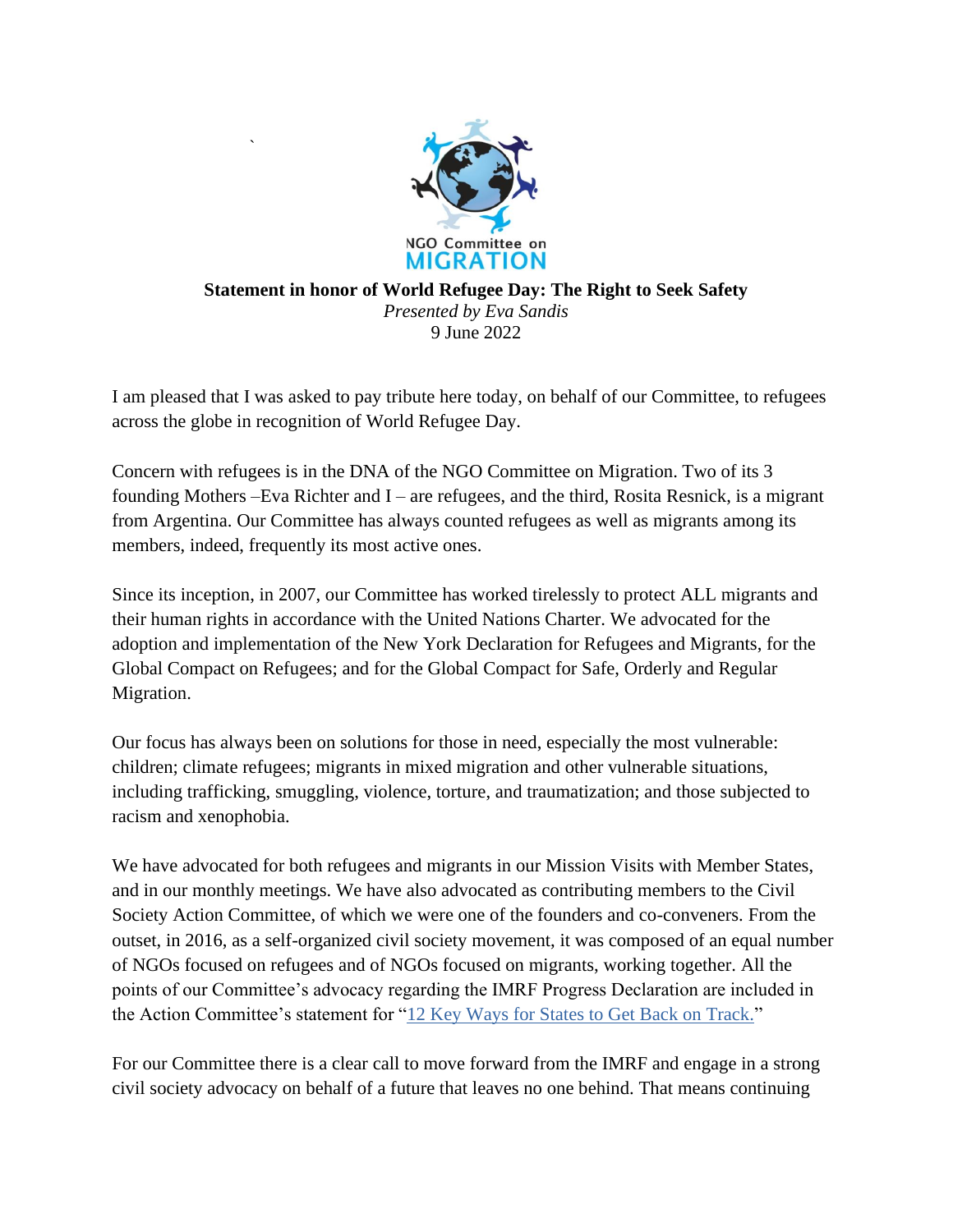NGO Committee on MIGRATION

**Statement in honor of World Refugee Day: The Right to Seek Safety**

*Presented by Eva Sandis*

9 June 2022

I am pleased that I was asked to pay tribute here today, on behalf of our Committee, to refugees across the globe in recognition of World Refugee Day.

Concern with refugees is in the DNA of the NGO Committee on Migration. Two of its 3 founding Mothers –Eva Richter and I – are refugees, and the third, Rosita Resnick, is a migrant from Argentina. Our Committee has always counted refugees as well as migrants among its members, indeed, frequently its most active ones.

Since its inception, in 2007, our Committee has worked tirelessly to protect ALL migrants and their human rights in accordance with the United Nations Charter. We advocated for the adoption and implementation of the New York Declaration for Refugees and Migrants, for the Global Compact on Refugees; and for the Global Compact for Safe, Orderly and Regular Migration.

Our focus has always been on solutions for those in need, especially the most vulnerable: children; climate refugees; migrants in mixed migration and other vulnerable situations, including trafficking, smuggling, violence, torture, and traumatization; and those subjected to racism and xenophobia.

We have advocated for both refugees and migrants in our Mission Visits with Member States, and in our monthly meetings. We have also advocated as contributing members to the Civil Society Action Committee, of which we were one of the founders and co-conveners. From the outset, in 2016, as a self-organized civil society movement, it was composed of an equal number of NGOs focused on refugees and of NGOs focused on migrants, working together. All the points of our Committee's advocacy regarding the IMRF Progress Declaration are included in the Action Committee's statement for "12 Key Ways for States to Get Back on Track."

For our Committee there is a clear call to move forward from the IMRF and engage in a strong civil society advocacy on behalf of a future that leaves no one behind. That means continuing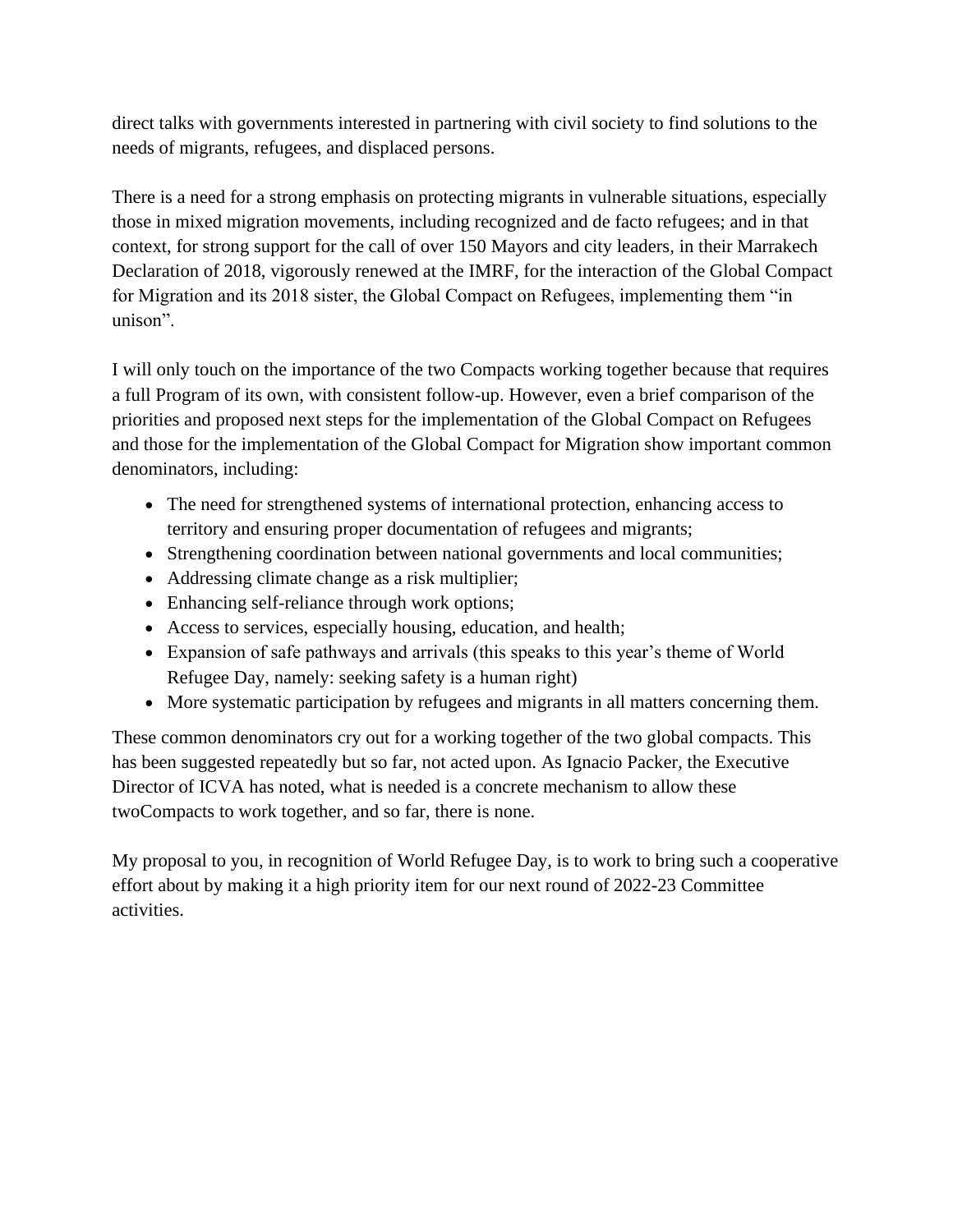direct talks with governments interested in partnering with civil society to find solutions to the needs of migrants, refugees, and displaced persons.

There is a need for a strong emphasis on protecting migrants in vulnerable situations, especially those in mixed migration movements, including recognized and de facto refugees; and in that context, for strong support for the call of over 150 Mayors and city leaders, in their Marrakech Declaration of 2018, vigorously renewed at the IMRF, for the interaction of the Global Compact for Migration and its 2018 sister, the Global Compact on Refugees, implementing them "in unison".

I will only touch on the importance of the two Compacts working together because that requires a full Program of its own, with consistent follow-up. However, even a brief comparison of the priorities and proposed next steps for the implementation of the Global Compact on Refugees and those for the implementation of the Global Compact for Migration show important common denominators, including:

- The need for strengthened systems of international protection, enhancing access to territory and ensuring proper documentation of refugees and migrants;
- Strengthening coordination between national governments and local communities;
- Addressing climate change as a risk multiplier;
- Enhancing self-reliance through work options;
- Access to services, especially housing, education, and health;
- Expansion of safe pathways and arrivals (this speaks to this year's theme of World Refugee Day, namely: seeking safety is a human right)
- More systematic participation by refugees and migrants in all matters concerning them.

These common denominators cry out for a working together of the two global compacts. This has been suggested repeatedly but so far, not acted upon. As Ignacio Packer, the Executive Director of ICVA has noted, what is needed is a concrete mechanism to allow these twoCompacts to work together, and so far, there is none.

My proposal to you, in recognition of World Refugee Day, is to work to bring such a cooperative effort about by making it a high priority item for our next round of 2022-23 Committee activities.